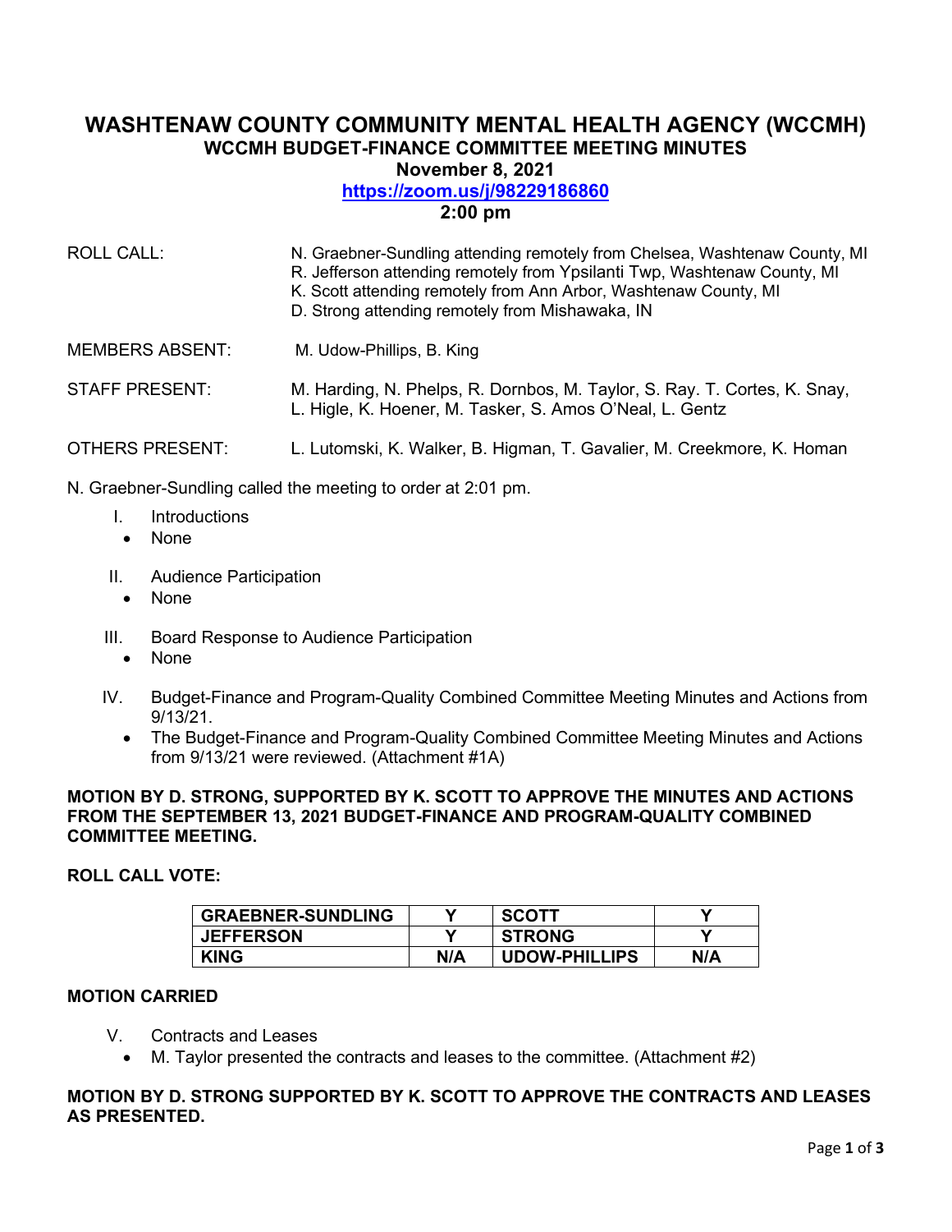# WASHTENAW COUNTY COMMUNITY MENTAL HEALTH AGENCY (WCCMH)

## WCCMH BUDGET-FINANCE COMMITTEE MEETING MINUTES

**November 8, 2021**

**https://zoom.us/j/98229186860**

**2:00 pm**

ROLL CALL: N. Graebner-Sundling attending remotely from Chelsea, Washtenaw County, MI
R. Jefferson attending remotely from Ypsilanti Twp, Washtenaw County, MI
K. Scott attending remotely from Ann Arbor, Washtenaw County, MI
D. Strong attending remotely from Mishawaka, IN

MEMBERS ABSENT: M. Udow-Phillips, B. King

STAFF PRESENT: M. Harding, N. Phelps, R. Dornbos, M. Taylor, S. Ray. T. Cortes, K. Snay, L. Higle, K. Hoener, M. Tasker, S. Amos O'Neal, L. Gentz

OTHERS PRESENT: L. Lutomski, K. Walker, B. Higman, T. Gavalier, M. Creekmore, K. Homan

N. Graebner-Sundling called the meeting to order at 2:01 pm.

I. Introductions
   - None

II. Audience Participation
   - None

III. Board Response to Audience Participation
   - None

IV. Budget-Finance and Program-Quality Combined Committee Meeting Minutes and Actions from 9/13/21.
   - The Budget-Finance and Program-Quality Combined Committee Meeting Minutes and Actions from 9/13/21 were reviewed. (Attachment #1A)

**MOTION BY D. STRONG, SUPPORTED BY K. SCOTT TO APPROVE THE MINUTES AND ACTIONS FROM THE SEPTEMBER 13, 2021 BUDGET-FINANCE AND PROGRAM-QUALITY COMBINED COMMITTEE MEETING.**

**ROLL CALL VOTE:**

| GRAEBNER-SUNDLING | Y | SCOTT | Y |
|---|---|---|---|
| JEFFERSON | Y | STRONG | Y |
| KING | N/A | UDOW-PHILLIPS | N/A |

**MOTION CARRIED**

V. Contracts and Leases
   - M. Taylor presented the contracts and leases to the committee. (Attachment #2)

**MOTION BY D. STRONG SUPPORTED BY K. SCOTT TO APPROVE THE CONTRACTS AND LEASES AS PRESENTED.**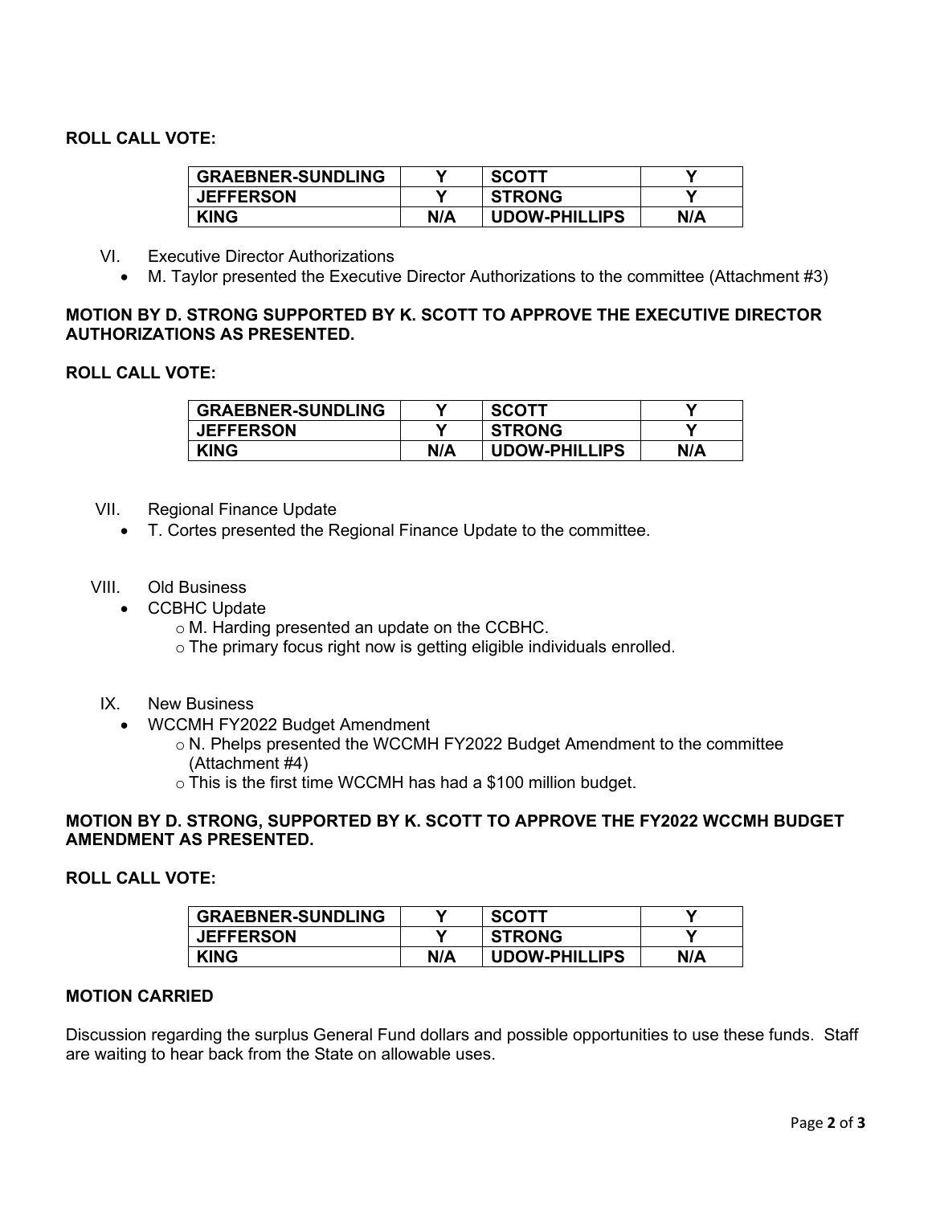**ROLL CALL VOTE:**

| GRAEBNER-SUNDLING | Y | SCOTT | Y |
|---|---|---|---|
| JEFFERSON | Y | STRONG | Y |
| KING | N/A | UDOW-PHILLIPS | N/A |

VI. Executive Director Authorizations

- M. Taylor presented the Executive Director Authorizations to the committee (Attachment #3)

**MOTION BY D. STRONG SUPPORTED BY K. SCOTT TO APPROVE THE EXECUTIVE DIRECTOR AUTHORIZATIONS AS PRESENTED.**

**ROLL CALL VOTE:**

| GRAEBNER-SUNDLING | Y | SCOTT | Y |
|---|---|---|---|
| JEFFERSON | Y | STRONG | Y |
| KING | N/A | UDOW-PHILLIPS | N/A |

VII. Regional Finance Update

- T. Cortes presented the Regional Finance Update to the committee.

VIII. Old Business

- CCBHC Update
  - M. Harding presented an update on the CCBHC.
  - The primary focus right now is getting eligible individuals enrolled.

IX. New Business

- WCCMH FY2022 Budget Amendment
  - N. Phelps presented the WCCMH FY2022 Budget Amendment to the committee (Attachment #4)
  - This is the first time WCCMH has had a $100 million budget.

**MOTION BY D. STRONG, SUPPORTED BY K. SCOTT TO APPROVE THE FY2022 WCCMH BUDGET AMENDMENT AS PRESENTED.**

**ROLL CALL VOTE:**

| GRAEBNER-SUNDLING | Y | SCOTT | Y |
|---|---|---|---|
| JEFFERSON | Y | STRONG | Y |
| KING | N/A | UDOW-PHILLIPS | N/A |

**MOTION CARRIED**

Discussion regarding the surplus General Fund dollars and possible opportunities to use these funds. Staff are waiting to hear back from the State on allowable uses.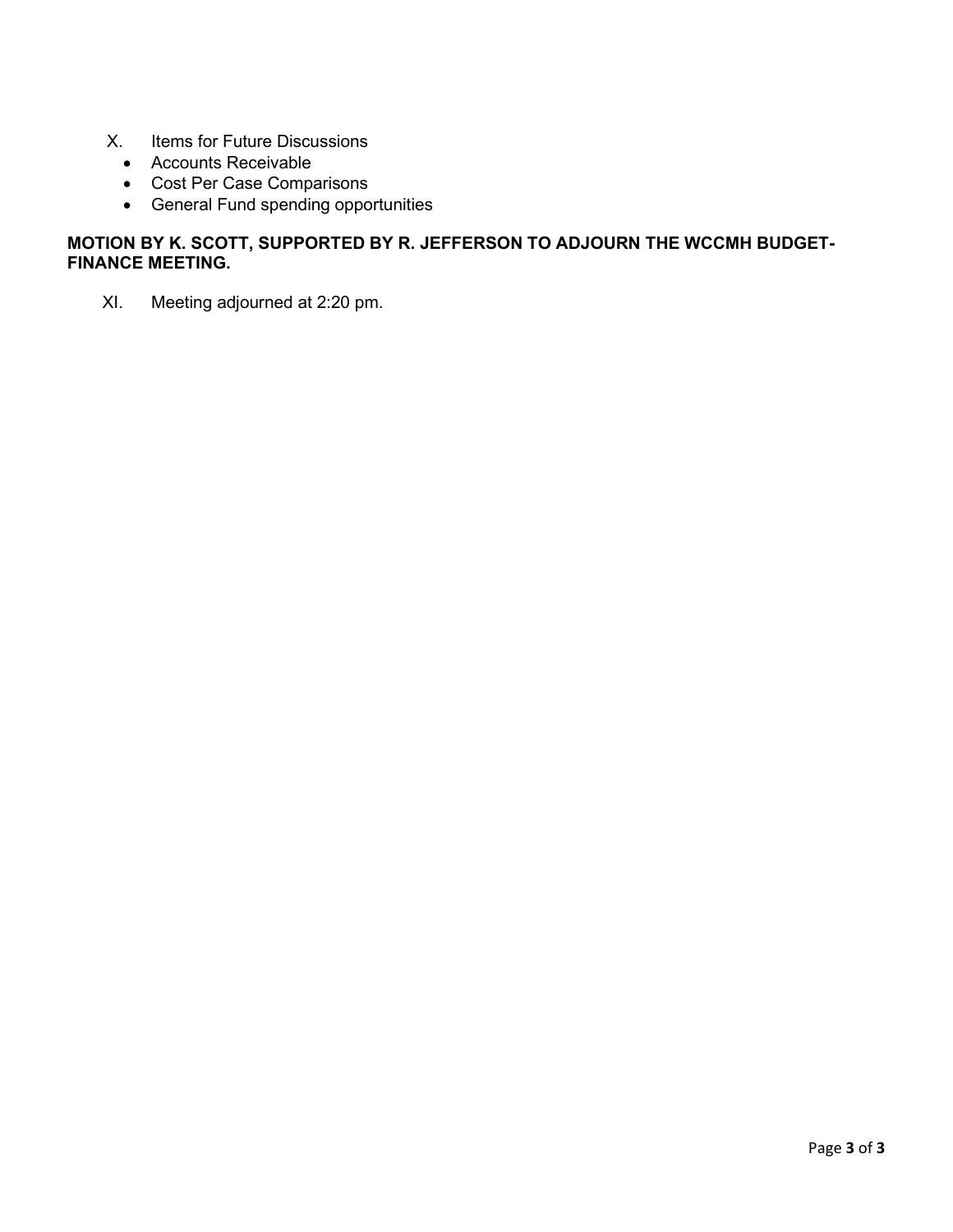X. Items for Future Discussions

- Accounts Receivable
- Cost Per Case Comparisons
- General Fund spending opportunities

**MOTION BY K. SCOTT, SUPPORTED BY R. JEFFERSON TO ADJOURN THE WCCMH BUDGET-FINANCE MEETING.**

XI. Meeting adjourned at 2:20 pm.